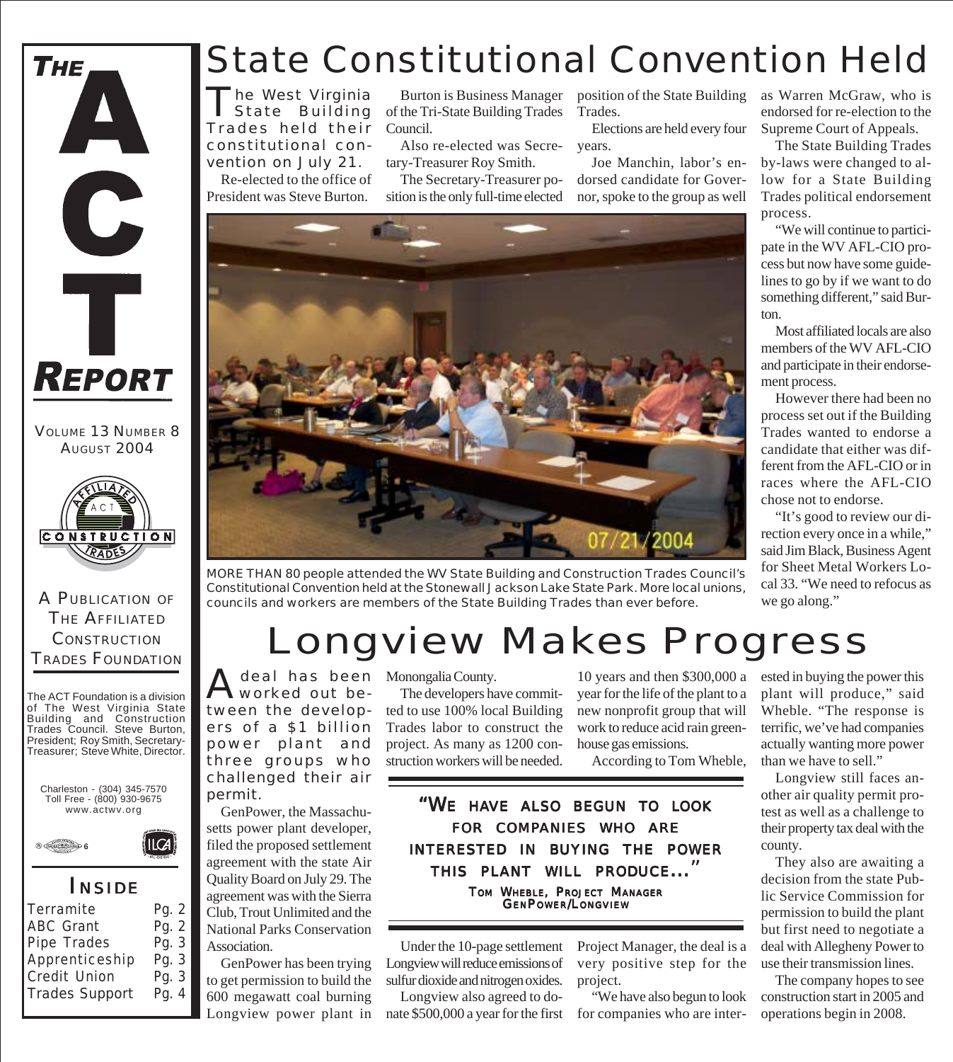# THE ACT REPORT

VOLUME 13 NUMBER 8
AUGUST 2004

A PUBLICATION OF THE AFFILIATED CONSTRUCTION TRADES FOUNDATION

The ACT Foundation is a division of The West Virginia State Building and Construction Trades Council. Steve Burton, President; Roy Smith, Secretary-Treasurer; Steve White, Director.

Charleston - (304) 345-7570
Toll Free - (800) 930-9675
www.actwv.org

## INSIDE

| | |
|---|---|
| Terramite | Pg. 2 |
| ABC Grant | Pg. 2 |
| Pipe Trades | Pg. 3 |
| Apprenticeship | Pg. 3 |
| Credit Union | Pg. 3 |
| Trades Support | Pg. 4 |

# State Constitutional Convention Held

The West Virginia State Building Trades held their constitutional convention on July 21.

Re-elected to the office of President was Steve Burton.

Burton is Business Manager of the Tri-State Building Trades Council.

Also re-elected was Secretary-Treasurer Roy Smith.

The Secretary-Treasurer position is the only full-time elected position of the State Building Trades.

Elections are held every four years.

Joe Manchin, labor's endorsed candidate for Governor, spoke to the group as well as Warren McGraw, who is endorsed for re-election to the Supreme Court of Appeals.

The State Building Trades by-laws were changed to allow for a State Building Trades political endorsement process.

"We will continue to participate in the WV AFL-CIO process but now have some guidelines to go by if we want to do something different," said Burton.

Most affiliated locals are also members of the WV AFL-CIO and participate in their endorsement process.

However there had been no process set out if the Building Trades wanted to endorse a candidate that either was different from the AFL-CIO or in races where the AFL-CIO chose not to endorse.

"It's good to review our direction every once in a while," said Jim Black, Business Agent for Sheet Metal Workers Local 33. "We need to refocus as we go along."

MORE THAN 80 people attended the WV State Building and Construction Trades Council's Constitutional Convention held at the Stonewall Jackson Lake State Park. More local unions, councils and workers are members of the State Building Trades than ever before.

# Longview Makes Progress

A deal has been worked out between the developers of a $1 billion power plant and three groups who challenged their air permit.

GenPower, the Massachusetts power plant developer, filed the proposed settlement agreement with the state Air Quality Board on July 29. The agreement was with the Sierra Club, Trout Unlimited and the National Parks Conservation Association.

GenPower has been trying to get permission to build the 600 megawatt coal burning Longview power plant in Monongalia County.

The developers have committed to use 100% local Building Trades labor to construct the project. As many as 1200 construction workers will be needed.

Under the 10-page settlement Longview will reduce emissions of sulfur dioxide and nitrogen oxides.

Longview also agreed to donate $500,000 a year for the first 10 years and then $300,000 a year for the life of the plant to a new nonprofit group that will work to reduce acid rain greenhouse gas emissions.

According to Tom Wheble, Project Manager, the deal is a very positive step for the project.

> "WE HAVE ALSO BEGUN TO LOOK FOR COMPANIES WHO ARE INTERESTED IN BUYING THE POWER THIS PLANT WILL PRODUCE..."
>
> TOM WHEBLE, PROJECT MANAGER GENPOWER/LONGVIEW

"We have also begun to look for companies who are interested in buying the power this plant will produce," said Wheble. "The response is terrific, we've had companies actually wanting more power than we have to sell."

Longview still faces another air quality permit protest as well as a challenge to their property tax deal with the county.

They also are awaiting a decision from the state Public Service Commission for permission to build the plant but first need to negotiate a deal with Allegheny Power to use their transmission lines.

The company hopes to see construction start in 2005 and operations begin in 2008.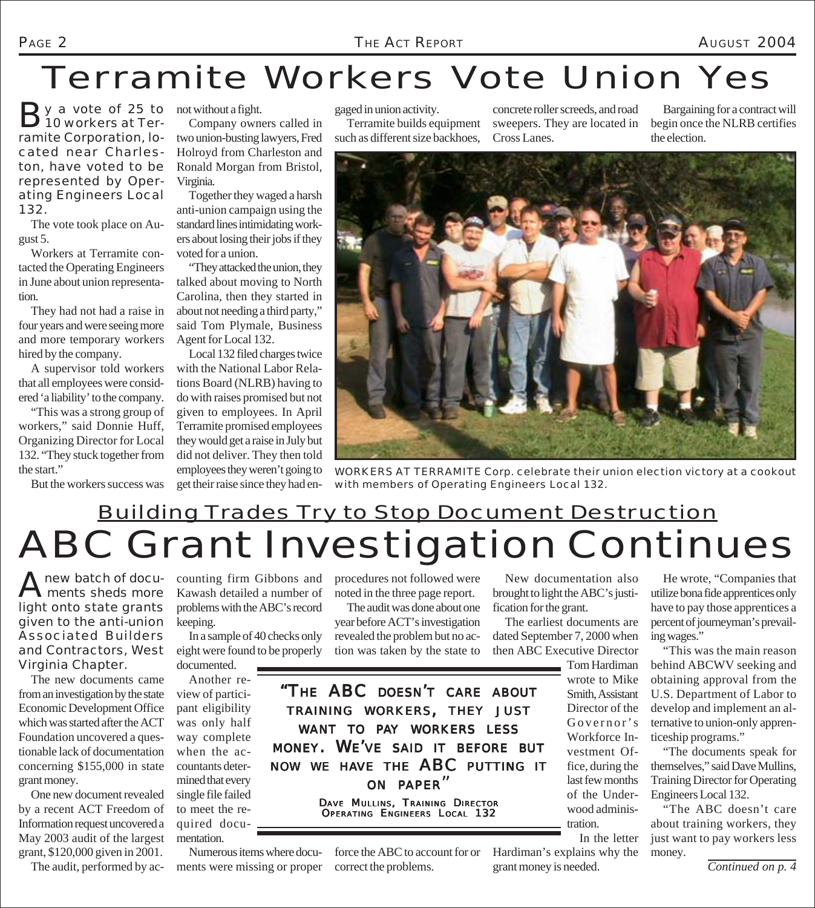# Terramite Workers Vote Union Yes

By a vote of 25 to 10 workers at Terramite Corporation, located near Charleston, have voted to be represented by Operating Engineers Local 132.

The vote took place on August 5.

Workers at Terramite contacted the Operating Engineers in June about union representation.

They had not had a raise in four years and were seeing more and more temporary workers hired by the company.

A supervisor told workers that all employees were considered 'a liability' to the company.

"This was a strong group of workers," said Donnie Huff, Organizing Director for Local 132. "They stuck together from the start."

But the workers success was not without a fight.

Company owners called in two union-busting lawyers, Fred Holroyd from Charleston and Ronald Morgan from Bristol, Virginia.

Together they waged a harsh anti-union campaign using the standard lines intimidating workers about losing their jobs if they voted for a union.

"They attacked the union, they talked about moving to North Carolina, then they started in about not needing a third party," said Tom Plymale, Business Agent for Local 132.

Local 132 filed charges twice with the National Labor Relations Board (NLRB) having to do with raises promised but not given to employees. In April Terramite promised employees they would get a raise in July but did not deliver. They then told employees they weren't going to get their raise since they had engaged in union activity.

Terramite builds equipment such as different size backhoes, concrete roller screeds, and road sweepers. They are located in Cross Lanes.

Bargaining for a contract will begin once the NLRB certifies the election.

WORKERS AT TERRAMITE Corp. celebrate their union election victory at a cookout with members of Operating Engineers Local 132.

## Building Trades Try to Stop Document Destruction

# ABC Grant Investigation Continues

A new batch of documents sheds more light onto state grants given to the anti-union Associated Builders and Contractors, West Virginia Chapter.

The new documents came from an investigation by the state Economic Development Office which was started after the ACT Foundation uncovered a questionable lack of documentation concerning $155,000 in state grant money.

One new document revealed by a recent ACT Freedom of Information request uncovered a May 2003 audit of the largest grant, $120,000 given in 2001.

The audit, performed by accounting firm Gibbons and Kawash detailed a number of problems with the ABC's record keeping.

In a sample of 40 checks only eight were found to be properly documented.

Another review of participant eligibility was only half way complete when the accountants determined that every single file failed to meet the required documentation.

Numerous items where documents were missing or proper procedures not followed were noted in the three page report.

The audit was done about one year before ACT's investigation revealed the problem but no action was taken by the state to force the ABC to account for or correct the problems.

> **"The ABC doesn't care about training workers, they just want to pay workers less money. We've said it before but now we have the ABC putting it on paper"**
>
> Dave Mullins, Training Director
> Operating Engineers Local 132

New documentation also brought to light the ABC's justification for the grant.

The earliest documents are dated September 7, 2000 when then ABC Executive Director Tom Hardiman wrote to Mike Smith, Assistant Director of the Governor's Workforce Investment Office, during the last few months of the Underwood administration.

In the letter Hardiman's explains why the grant money is needed.

He wrote, "Companies that utilize bona fide apprentices only have to pay those apprentices a percent of journeyman's prevailing wages."

"This was the main reason behind ABCWV seeking and obtaining approval from the U.S. Department of Labor to develop and implement an alternative to union-only apprenticeship programs."

"The documents speak for themselves," said Dave Mullins, Training Director for Operating Engineers Local 132.

"The ABC doesn't care about training workers, they just want to pay workers less money.

*Continued on p. 4*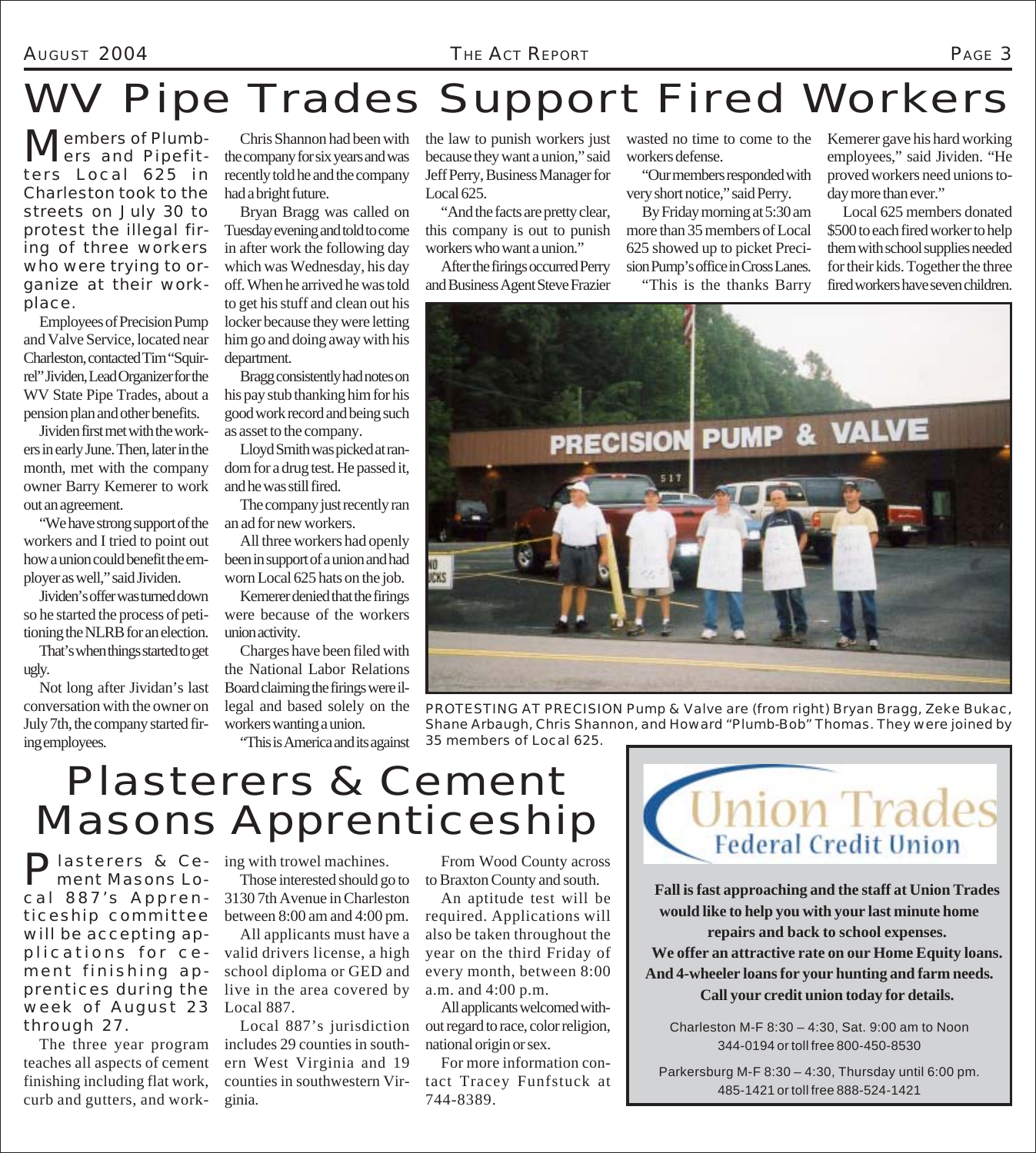# WV Pipe Trades Support Fired Workers

Members of Plumbers and Pipefitters Local 625 in Charleston took to the streets on July 30 to protest the illegal firing of three workers who were trying to organize at their workplace.

Employees of Precision Pump and Valve Service, located near Charleston, contacted Tim "Squirrel" Jividen, Lead Organizer for the WV State Pipe Trades, about a pension plan and other benefits.

Jividen first met with the workers in early June. Then, later in the month, met with the company owner Barry Kemerer to work out an agreement.

"We have strong support of the workers and I tried to point out how a union could benefit the employer as well," said Jividen.

Jividen's offer was turned down so he started the process of petitioning the NLRB for an election.

That's when things started to get ugly.

Not long after Jividan's last conversation with the owner on July 7th, the company started firing employees.

Chris Shannon had been with the company for six years and was recently told he and the company had a bright future.

Bryan Bragg was called on Tuesday evening and told to come in after work the following day which was Wednesday, his day off. When he arrived he was told to get his stuff and clean out his locker because they were letting him go and doing away with his department.

Bragg consistently had notes on his pay stub thanking him for his good work record and being such as asset to the company.

Lloyd Smith was picked at random for a drug test. He passed it, and he was still fired.

The company just recently ran an ad for new workers.

All three workers had openly been in support of a union and had worn Local 625 hats on the job.

Kemerer denied that the firings were because of the workers union activity.

Charges have been filed with the National Labor Relations Board claiming the firings were illegal and based solely on the workers wanting a union.

"This is America and its against the law to punish workers just because they want a union," said Jeff Perry, Business Manager for Local 625.

"And the facts are pretty clear, this company is out to punish workers who want a union."

After the firings occurred Perry and Business Agent Steve Frazier wasted no time to come to the workers defense.

"Our members responded with very short notice," said Perry.

By Friday morning at 5:30 am more than 35 members of Local 625 showed up to picket Precision Pump's office in Cross Lanes.

"This is the thanks Barry Kemerer gave his hard working employees," said Jividen. "He proved workers need unions today more than ever."

Local 625 members donated $500 to each fired worker to help them with school supplies needed for their kids. Together the three fired workers have seven children.

PROTESTING AT PRECISION Pump & Valve are (from right) Bryan Bragg, Zeke Bukac, Shane Arbaugh, Chris Shannon, and Howard "Plumb-Bob" Thomas. They were joined by 35 members of Local 625.

# Plasterers & Cement Masons Apprenticeship

Plasterers & Cement Masons Local 887's Apprenticeship committee will be accepting applications for cement finishing apprentices during the week of August 23 through 27.

The three year program teaches all aspects of cement finishing including flat work, curb and gutters, and working with trowel machines.

Those interested should go to 3130 7th Avenue in Charleston between 8:00 am and 4:00 pm.

All applicants must have a valid drivers license, a high school diploma or GED and live in the area covered by Local 887.

Local 887's jurisdiction includes 29 counties in southern West Virginia and 19 counties in southwestern Virginia.

From Wood County across to Braxton County and south.

An aptitude test will be required. Applications will also be taken throughout the year on the third Friday of every month, between 8:00 a.m. and 4:00 p.m.

All applicants welcomed without regard to race, color religion, national origin or sex.

For more information contact Tracey Funfstuck at 744-8389.

## Union Trades Federal Credit Union

**Fall is fast approaching and the staff at Union Trades would like to help you with your last minute home repairs and back to school expenses.**

**We offer an attractive rate on our Home Equity loans. And 4-wheeler loans for your hunting and farm needs.**

**Call your credit union today for details.**

Charleston M-F 8:30 – 4:30, Sat. 9:00 am to Noon
344-0194 or toll free 800-450-8530

Parkersburg M-F 8:30 – 4:30, Thursday until 6:00 pm.
485-1421 or toll free 888-524-1421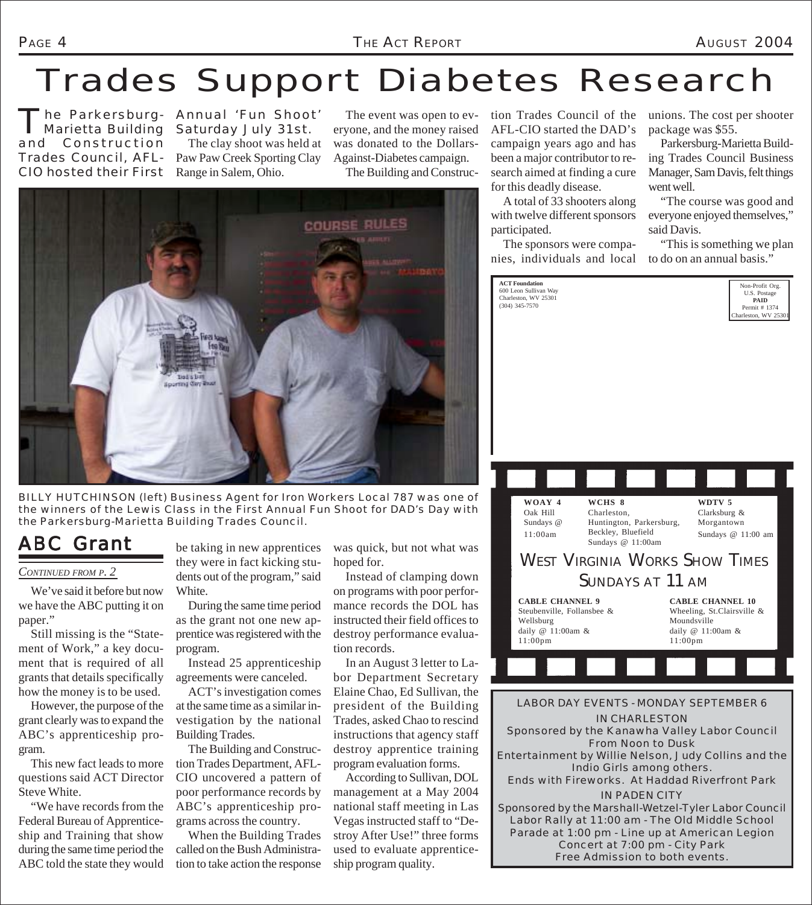# Trades Support Diabetes Research

The Parkersburg-Marietta Building and Construction Trades Council, AFL-CIO hosted their First Annual 'Fun Shoot' Saturday July 31st.

The clay shoot was held at Paw Paw Creek Sporting Clay Range in Salem, Ohio.

The event was open to everyone, and the money raised was donated to the Dollars-Against-Diabetes campaign.

The Building and Construction Trades Council of the AFL-CIO started the DAD's campaign years ago and has been a major contributor to research aimed at finding a cure for this deadly disease.

A total of 33 shooters along with twelve different sponsors participated.

The sponsors were companies, individuals and local unions. The cost per shooter package was $55.

Parkersburg-Marietta Building Trades Council Business Manager, Sam Davis, felt things went well.

"The course was good and everyone enjoyed themselves," said Davis.

"This is something we plan to do on an annual basis."

BILLY HUTCHINSON (left) Business Agent for Iron Workers Local 787 was one of the winners of the Lewis Class in the First Annual Fun Shoot for DAD's Day with the Parkersburg-Marietta Building Trades Council.

## ABC Grant

*CONTINUED FROM P. 2*

We've said it before but now we have the ABC putting it on paper."

Still missing is the "Statement of Work," a key document that is required of all grants that details specifically how the money is to be used.

However, the purpose of the grant clearly was to expand the ABC's apprenticeship program.

This new fact leads to more questions said ACT Director Steve White.

"We have records from the Federal Bureau of Apprenticeship and Training that show during the same time period the ABC told the state they would be taking in new apprentices they were in fact kicking students out of the program," said White.

During the same time period as the grant not one new apprentice was registered with the program.

Instead 25 apprenticeship agreements were canceled.

ACT's investigation comes at the same time as a similar investigation by the national Building Trades.

The Building and Construction Trades Department, AFL-CIO uncovered a pattern of poor performance records by ABC's apprenticeship programs across the country.

When the Building Trades called on the Bush Administration to take action the response was quick, but not what was hoped for.

Instead of clamping down on programs with poor performance records the DOL has instructed their field offices to destroy performance evaluation records.

In an August 3 letter to Labor Department Secretary Elaine Chao, Ed Sullivan, the president of the Building Trades, asked Chao to rescind instructions that agency staff destroy apprentice training program evaluation forms.

According to Sullivan, DOL management at a May 2004 national staff meeting in Las Vegas instructed staff to "Destroy After Use!" three forms used to evaluate apprenticeship program quality.

---

**ACT Foundation**
600 Leon Sullivan Way
Charleston, WV 25301
(304) 345-7570

Non-Profit Org.
U.S. Postage
**PAID**
Permit # 1374
Charleston, WV 25301

---

**WOAY 4**
Oak Hill
Sundays @ 11:00am

**WCHS 8**
Charleston, Huntington, Parkersburg, Beckley, Bluefield
Sundays @ 11:00am

**WDTV 5**
Clarksburg & Morgantown
Sundays @ 11:00 am

### WEST VIRGINIA WORKS SHOW TIMES SUNDAYS AT 11 AM

**CABLE CHANNEL 9**
Steubenville, Follansbee & Wellsburg
daily @ 11:00am & 11:00pm

**CABLE CHANNEL 10**
Wheeling, St.Clairsville & Moundsville
daily @ 11:00am & 11:00pm

---

LABOR DAY EVENTS - MONDAY SEPTEMBER 6

IN CHARLESTON

Sponsored by the Kanawha Valley Labor Council
From Noon to Dusk
Entertainment by Willie Nelson, Judy Collins and the Indio Girls among others.
Ends with Fireworks. At Haddad Riverfront Park

IN PADEN CITY

Sponsored by the Marshall-Wetzel-Tyler Labor Council
Labor Rally at 11:00 am - The Old Middle School
Parade at 1:00 pm - Line up at American Legion
Concert at 7:00 pm - City Park
Free Admission to both events.